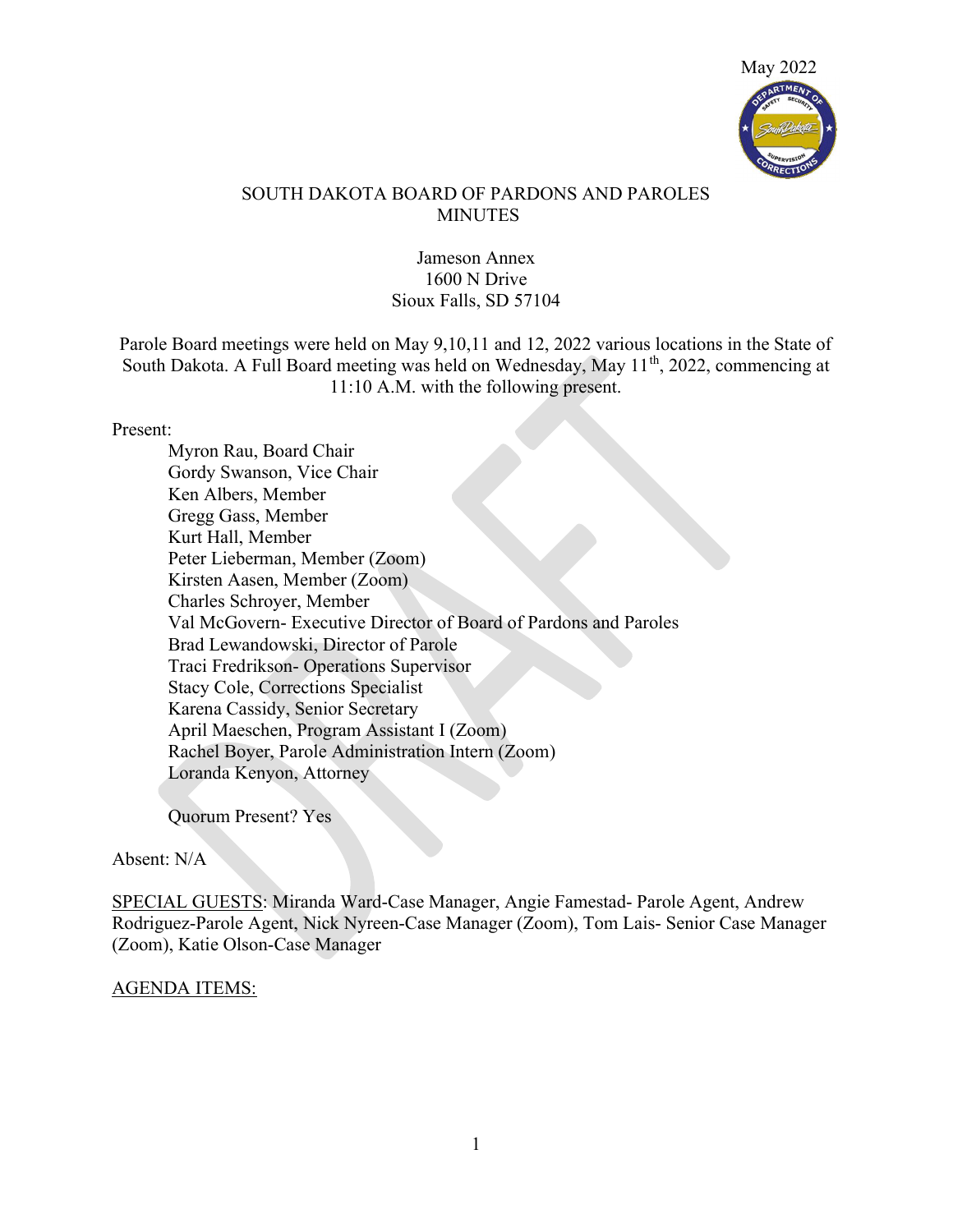May 2022

# SOUTH DAKOTA BOARD OF PARDONS AND PAROLES MINUTES

Jameson Annex
1600 N Drive
Sioux Falls, SD 57104

Parole Board meetings were held on May 9,10,11 and 12, 2022 various locations in the State of South Dakota. A Full Board meeting was held on Wednesday, May 11th, 2022, commencing at 11:10 A.M. with the following present.

Present:

Myron Rau, Board Chair
Gordy Swanson, Vice Chair
Ken Albers, Member
Gregg Gass, Member
Kurt Hall, Member
Peter Lieberman, Member (Zoom)
Kirsten Aasen, Member (Zoom)
Charles Schroyer, Member
Val McGovern- Executive Director of Board of Pardons and Paroles
Brad Lewandowski, Director of Parole
Traci Fredrikson- Operations Supervisor
Stacy Cole, Corrections Specialist
Karena Cassidy, Senior Secretary
April Maeschen, Program Assistant I (Zoom)
Rachel Boyer, Parole Administration Intern (Zoom)
Loranda Kenyon, Attorney

Quorum Present? Yes

Absent: N/A

SPECIAL GUESTS: Miranda Ward-Case Manager, Angie Famestad- Parole Agent, Andrew Rodriguez-Parole Agent, Nick Nyreen-Case Manager (Zoom), Tom Lais- Senior Case Manager (Zoom), Katie Olson-Case Manager

AGENDA ITEMS: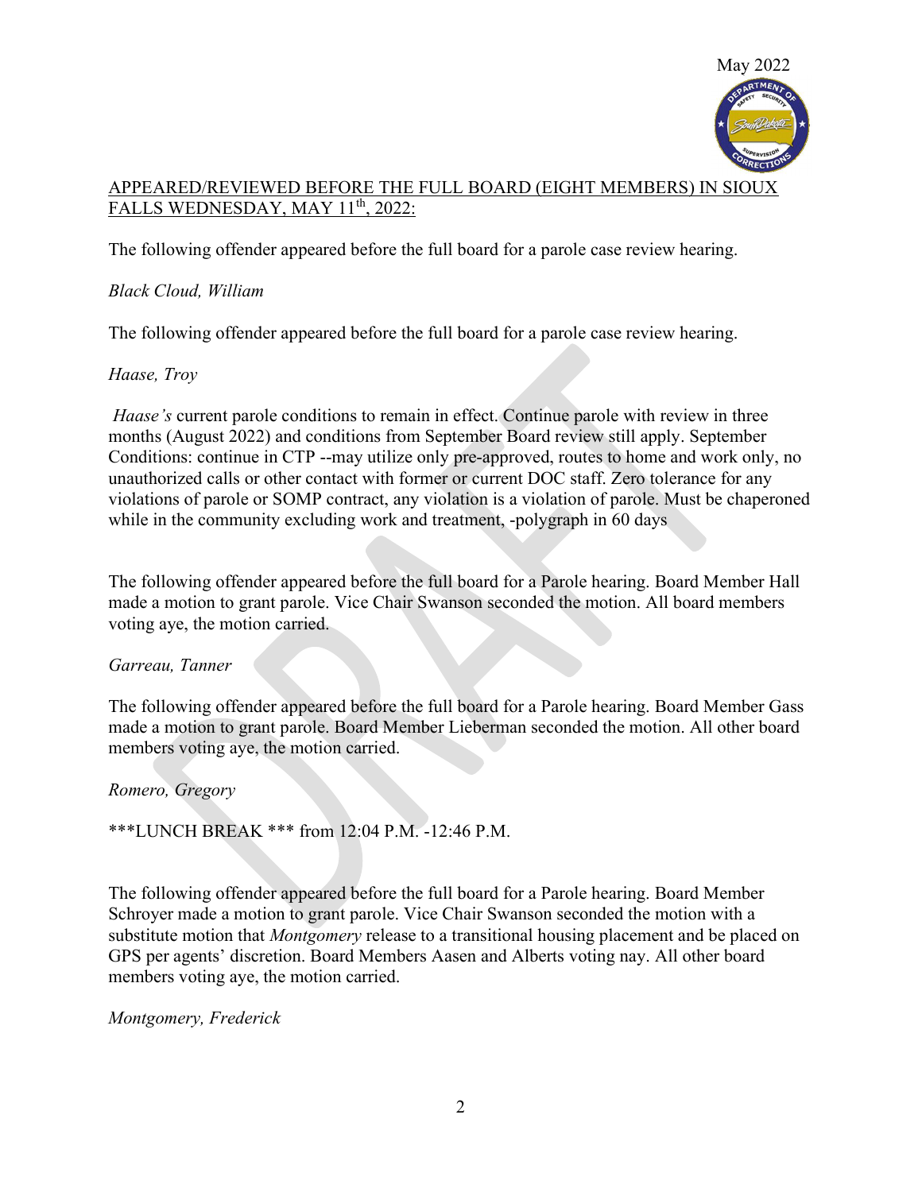May 2022

<u>APPEARED/REVIEWED BEFORE THE FULL BOARD (EIGHT MEMBERS) IN SIOUX FALLS WEDNESDAY, MAY 11th, 2022:</u>

The following offender appeared before the full board for a parole case review hearing.

*Black Cloud, William*

The following offender appeared before the full board for a parole case review hearing.

*Haase, Troy*

*Haase's* current parole conditions to remain in effect. Continue parole with review in three months (August 2022) and conditions from September Board review still apply. September Conditions: continue in CTP --may utilize only pre-approved, routes to home and work only, no unauthorized calls or other contact with former or current DOC staff. Zero tolerance for any violations of parole or SOMP contract, any violation is a violation of parole. Must be chaperoned while in the community excluding work and treatment, -polygraph in 60 days

The following offender appeared before the full board for a Parole hearing. Board Member Hall made a motion to grant parole. Vice Chair Swanson seconded the motion. All board members voting aye, the motion carried.

*Garreau, Tanner*

The following offender appeared before the full board for a Parole hearing. Board Member Gass made a motion to grant parole. Board Member Lieberman seconded the motion. All other board members voting aye, the motion carried.

*Romero, Gregory*

***LUNCH BREAK *** from 12:04 P.M. -12:46 P.M.

The following offender appeared before the full board for a Parole hearing. Board Member Schroyer made a motion to grant parole. Vice Chair Swanson seconded the motion with a substitute motion that *Montgomery* release to a transitional housing placement and be placed on GPS per agents' discretion. Board Members Aasen and Alberts voting nay. All other board members voting aye, the motion carried.

*Montgomery, Frederick*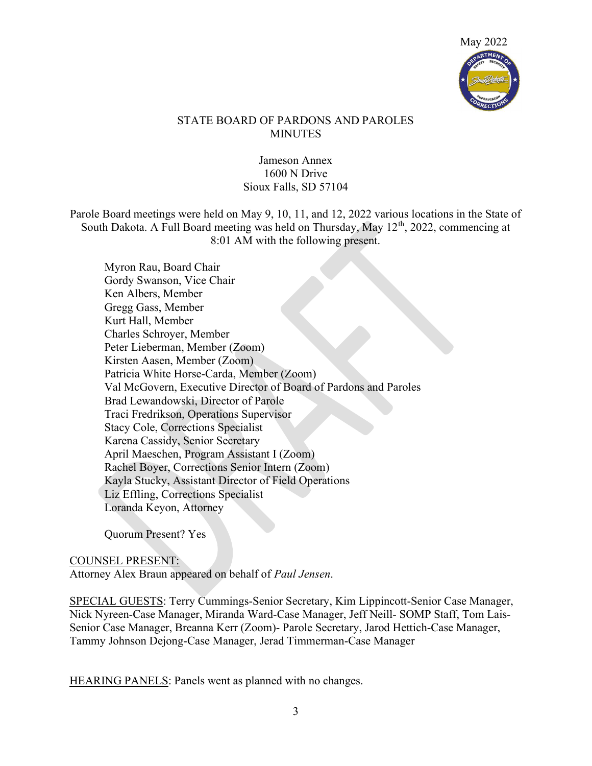May 2022

STATE BOARD OF PARDONS AND PAROLES
MINUTES

Jameson Annex
1600 N Drive
Sioux Falls, SD 57104

Parole Board meetings were held on May 9, 10, 11, and 12, 2022 various locations in the State of South Dakota. A Full Board meeting was held on Thursday, May 12th, 2022, commencing at 8:01 AM with the following present.

Myron Rau, Board Chair
Gordy Swanson, Vice Chair
Ken Albers, Member
Gregg Gass, Member
Kurt Hall, Member
Charles Schroyer, Member
Peter Lieberman, Member (Zoom)
Kirsten Aasen, Member (Zoom)
Patricia White Horse-Carda, Member (Zoom)
Val McGovern, Executive Director of Board of Pardons and Paroles
Brad Lewandowski, Director of Parole
Traci Fredrikson, Operations Supervisor
Stacy Cole, Corrections Specialist
Karena Cassidy, Senior Secretary
April Maeschen, Program Assistant I (Zoom)
Rachel Boyer, Corrections Senior Intern (Zoom)
Kayla Stucky, Assistant Director of Field Operations
Liz Effling, Corrections Specialist
Loranda Keyon, Attorney

Quorum Present? Yes

COUNSEL PRESENT:
Attorney Alex Braun appeared on behalf of *Paul Jensen*.

SPECIAL GUESTS: Terry Cummings-Senior Secretary, Kim Lippincott-Senior Case Manager, Nick Nyreen-Case Manager, Miranda Ward-Case Manager, Jeff Neill- SOMP Staff, Tom Lais-Senior Case Manager, Breanna Kerr (Zoom)- Parole Secretary, Jarod Hettich-Case Manager, Tammy Johnson Dejong-Case Manager, Jerad Timmerman-Case Manager

HEARING PANELS: Panels went as planned with no changes.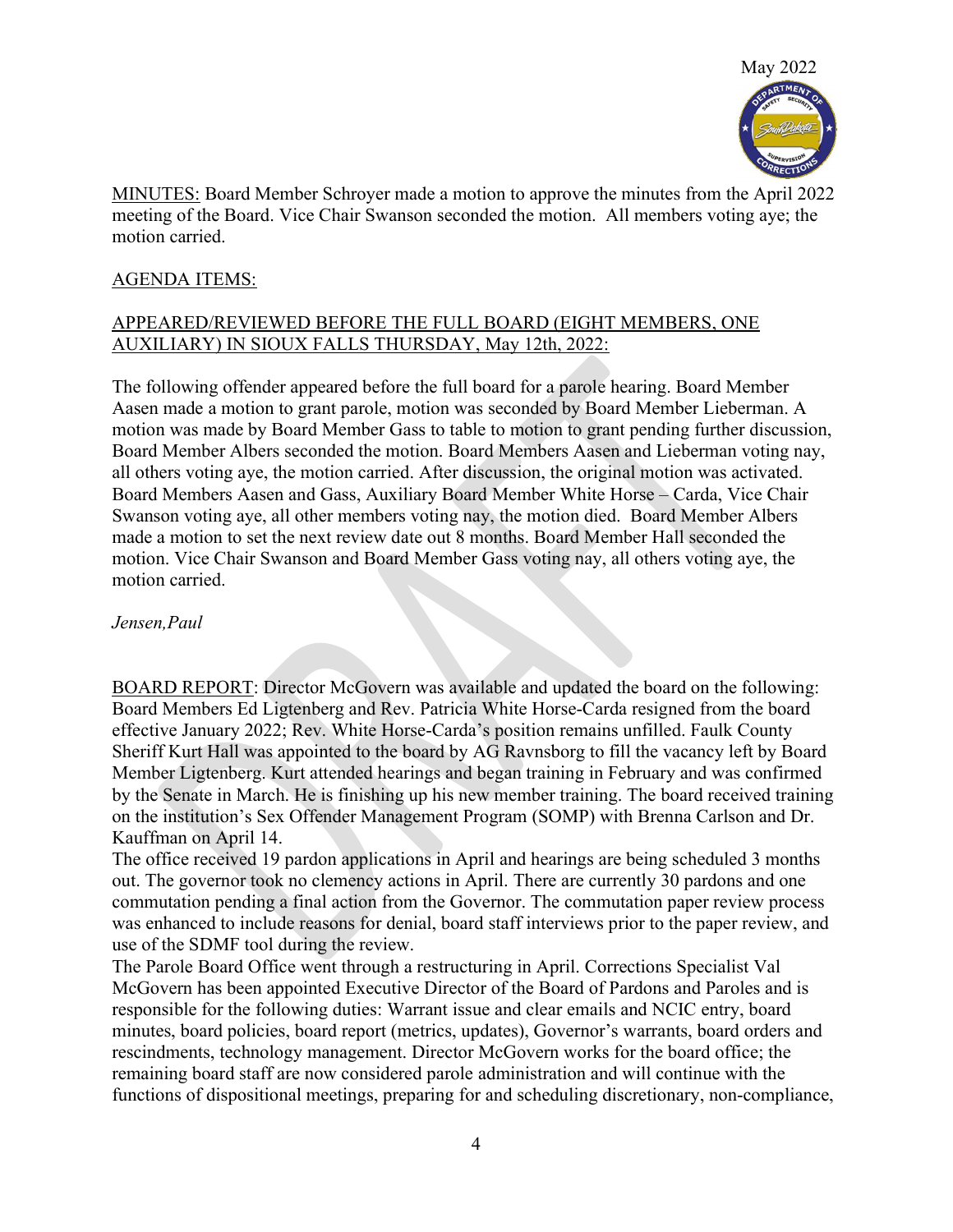MINUTES: Board Member Schroyer made a motion to approve the minutes from the April 2022 meeting of the Board. Vice Chair Swanson seconded the motion. All members voting aye; the motion carried.

AGENDA ITEMS:

APPEARED/REVIEWED BEFORE THE FULL BOARD (EIGHT MEMBERS, ONE AUXILIARY) IN SIOUX FALLS THURSDAY, May 12th, 2022:

The following offender appeared before the full board for a parole hearing. Board Member Aasen made a motion to grant parole, motion was seconded by Board Member Lieberman. A motion was made by Board Member Gass to table to motion to grant pending further discussion, Board Member Albers seconded the motion. Board Members Aasen and Lieberman voting nay, all others voting aye, the motion carried. After discussion, the original motion was activated. Board Members Aasen and Gass, Auxiliary Board Member White Horse – Carda, Vice Chair Swanson voting aye, all other members voting nay, the motion died. Board Member Albers made a motion to set the next review date out 8 months. Board Member Hall seconded the motion. Vice Chair Swanson and Board Member Gass voting nay, all others voting aye, the motion carried.

*Jensen,Paul*

BOARD REPORT: Director McGovern was available and updated the board on the following: Board Members Ed Ligtenberg and Rev. Patricia White Horse-Carda resigned from the board effective January 2022; Rev. White Horse-Carda's position remains unfilled. Faulk County Sheriff Kurt Hall was appointed to the board by AG Ravnsborg to fill the vacancy left by Board Member Ligtenberg. Kurt attended hearings and began training in February and was confirmed by the Senate in March. He is finishing up his new member training. The board received training on the institution's Sex Offender Management Program (SOMP) with Brenna Carlson and Dr. Kauffman on April 14.

The office received 19 pardon applications in April and hearings are being scheduled 3 months out. The governor took no clemency actions in April. There are currently 30 pardons and one commutation pending a final action from the Governor. The commutation paper review process was enhanced to include reasons for denial, board staff interviews prior to the paper review, and use of the SDMF tool during the review.

The Parole Board Office went through a restructuring in April. Corrections Specialist Val McGovern has been appointed Executive Director of the Board of Pardons and Paroles and is responsible for the following duties: Warrant issue and clear emails and NCIC entry, board minutes, board policies, board report (metrics, updates), Governor's warrants, board orders and rescindments, technology management. Director McGovern works for the board office; the remaining board staff are now considered parole administration and will continue with the functions of dispositional meetings, preparing for and scheduling discretionary, non-compliance,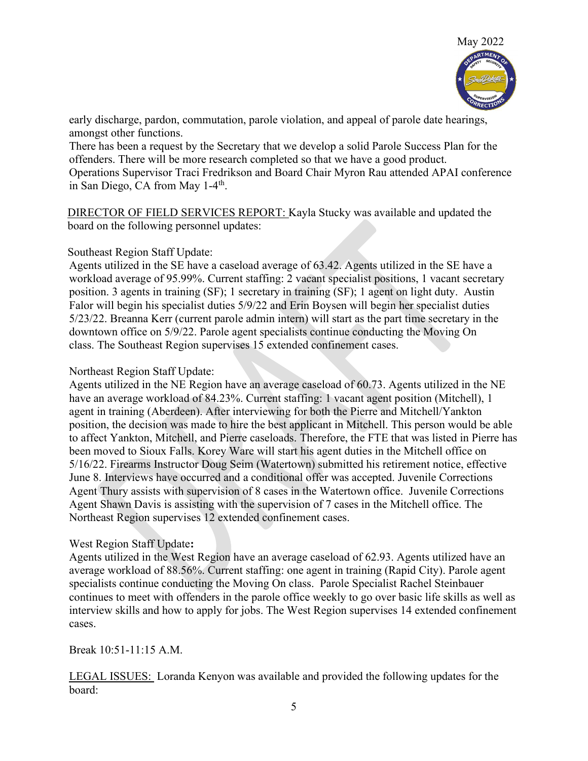early discharge, pardon, commutation, parole violation, and appeal of parole date hearings, amongst other functions.

There has been a request by the Secretary that we develop a solid Parole Success Plan for the offenders. There will be more research completed so that we have a good product.

Operations Supervisor Traci Fredrikson and Board Chair Myron Rau attended APAI conference in San Diego, CA from May 1-4th.

<u>DIRECTOR OF FIELD SERVICES REPORT:</u> Kayla Stucky was available and updated the board on the following personnel updates:

Southeast Region Staff Update:

Agents utilized in the SE have a caseload average of 63.42. Agents utilized in the SE have a workload average of 95.99%. Current staffing: 2 vacant specialist positions, 1 vacant secretary position. 3 agents in training (SF); 1 secretary in training (SF); 1 agent on light duty. Austin Falor will begin his specialist duties 5/9/22 and Erin Boysen will begin her specialist duties 5/23/22. Breanna Kerr (current parole admin intern) will start as the part time secretary in the downtown office on 5/9/22. Parole agent specialists continue conducting the Moving On class. The Southeast Region supervises 15 extended confinement cases.

Northeast Region Staff Update:

Agents utilized in the NE Region have an average caseload of 60.73. Agents utilized in the NE have an average workload of 84.23%. Current staffing: 1 vacant agent position (Mitchell), 1 agent in training (Aberdeen). After interviewing for both the Pierre and Mitchell/Yankton position, the decision was made to hire the best applicant in Mitchell. This person would be able to affect Yankton, Mitchell, and Pierre caseloads. Therefore, the FTE that was listed in Pierre has been moved to Sioux Falls. Korey Ware will start his agent duties in the Mitchell office on 5/16/22. Firearms Instructor Doug Seim (Watertown) submitted his retirement notice, effective June 8. Interviews have occurred and a conditional offer was accepted. Juvenile Corrections Agent Thury assists with supervision of 8 cases in the Watertown office. Juvenile Corrections Agent Shawn Davis is assisting with the supervision of 7 cases in the Mitchell office. The Northeast Region supervises 12 extended confinement cases.

West Region Staff Update**:**

Agents utilized in the West Region have an average caseload of 62.93. Agents utilized have an average workload of 88.56%. Current staffing: one agent in training (Rapid City). Parole agent specialists continue conducting the Moving On class. Parole Specialist Rachel Steinbauer continues to meet with offenders in the parole office weekly to go over basic life skills as well as interview skills and how to apply for jobs. The West Region supervises 14 extended confinement cases.

Break 10:51-11:15 A.M.

<u>LEGAL ISSUES:</u> Loranda Kenyon was available and provided the following updates for the board: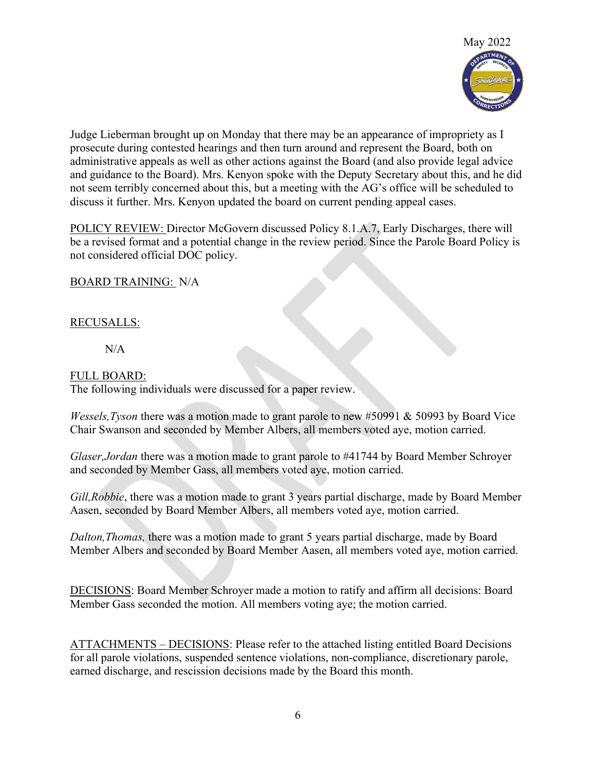Judge Lieberman brought up on Monday that there may be an appearance of impropriety as I prosecute during contested hearings and then turn around and represent the Board, both on administrative appeals as well as other actions against the Board (and also provide legal advice and guidance to the Board). Mrs. Kenyon spoke with the Deputy Secretary about this, and he did not seem terribly concerned about this, but a meeting with the AG's office will be scheduled to discuss it further. Mrs. Kenyon updated the board on current pending appeal cases.

POLICY REVIEW: Director McGovern discussed Policy 8.1.A.7, Early Discharges, there will be a revised format and a potential change in the review period. Since the Parole Board Policy is not considered official DOC policy.

BOARD TRAINING: N/A

RECUSALLS:

N/A

FULL BOARD:
The following individuals were discussed for a paper review.

*Wessels,Tyson* there was a motion made to grant parole to new #50991 & 50993 by Board Vice Chair Swanson and seconded by Member Albers, all members voted aye, motion carried.

*Glaser,Jordan* there was a motion made to grant parole to #41744 by Board Member Schroyer and seconded by Member Gass, all members voted aye, motion carried.

*Gill,Robbie*, there was a motion made to grant 3 years partial discharge, made by Board Member Aasen, seconded by Board Member Albers, all members voted aye, motion carried.

*Dalton,Thomas,* there was a motion made to grant 5 years partial discharge, made by Board Member Albers and seconded by Board Member Aasen, all members voted aye, motion carried.

DECISIONS: Board Member Schroyer made a motion to ratify and affirm all decisions: Board Member Gass seconded the motion. All members voting aye; the motion carried.

ATTACHMENTS – DECISIONS: Please refer to the attached listing entitled Board Decisions for all parole violations, suspended sentence violations, non-compliance, discretionary parole, earned discharge, and rescission decisions made by the Board this month.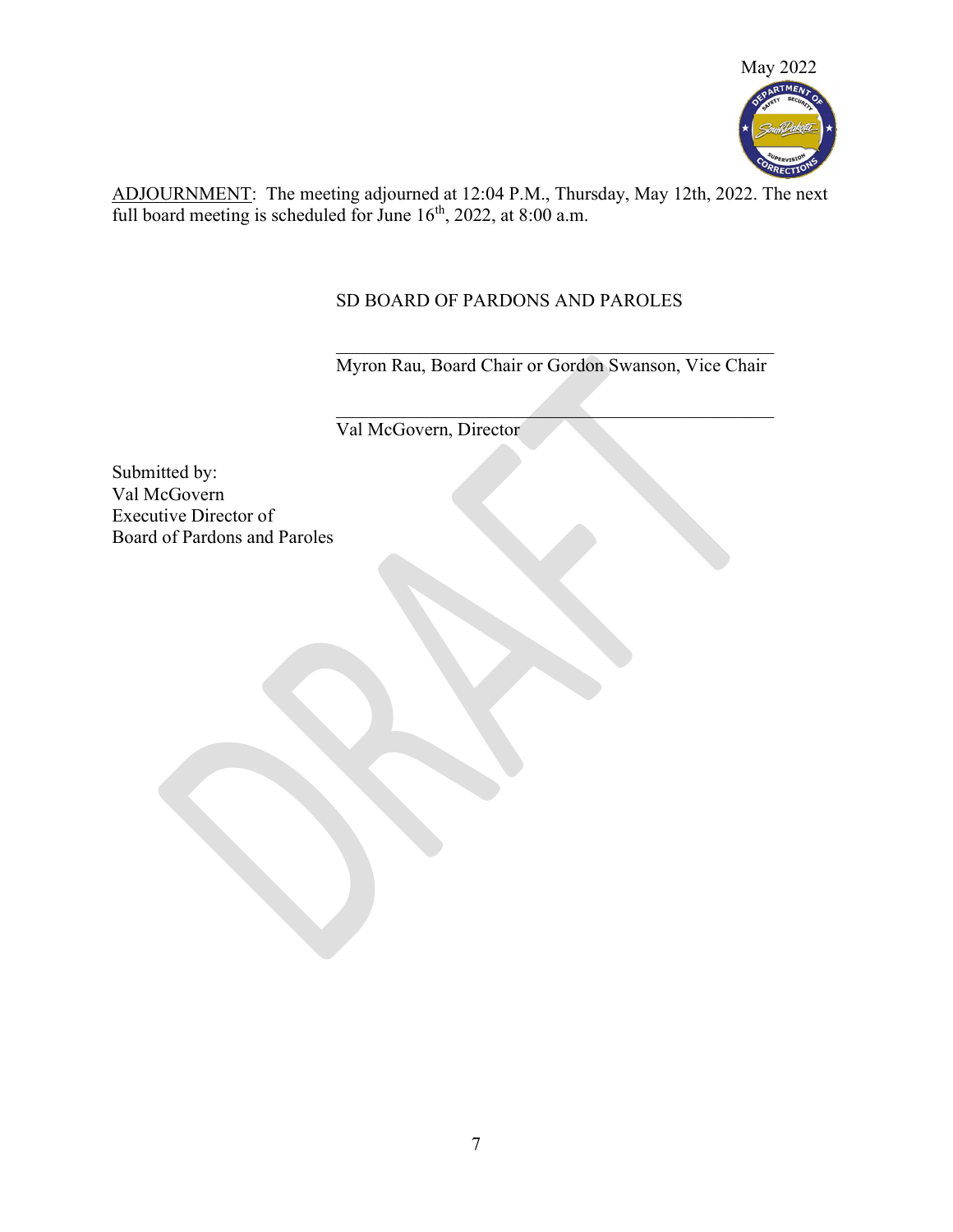ADJOURNMENT: The meeting adjourned at 12:04 P.M., Thursday, May 12th, 2022. The next full board meeting is scheduled for June 16th, 2022, at 8:00 a.m.

SD BOARD OF PARDONS AND PAROLES

\_\_\_\_\_\_\_\_\_\_\_\_\_\_\_\_\_\_\_\_\_\_\_\_\_\_\_\_\_\_\_\_\_\_\_\_\_\_\_\_\_\_\_\_

Myron Rau, Board Chair or Gordon Swanson, Vice Chair

\_\_\_\_\_\_\_\_\_\_\_\_\_\_\_\_\_\_\_\_\_\_\_\_\_\_\_\_\_\_\_\_\_\_\_\_\_\_\_\_\_\_\_\_

Val McGovern, Director

Submitted by:
Val McGovern
Executive Director of
Board of Pardons and Paroles

DRAFT